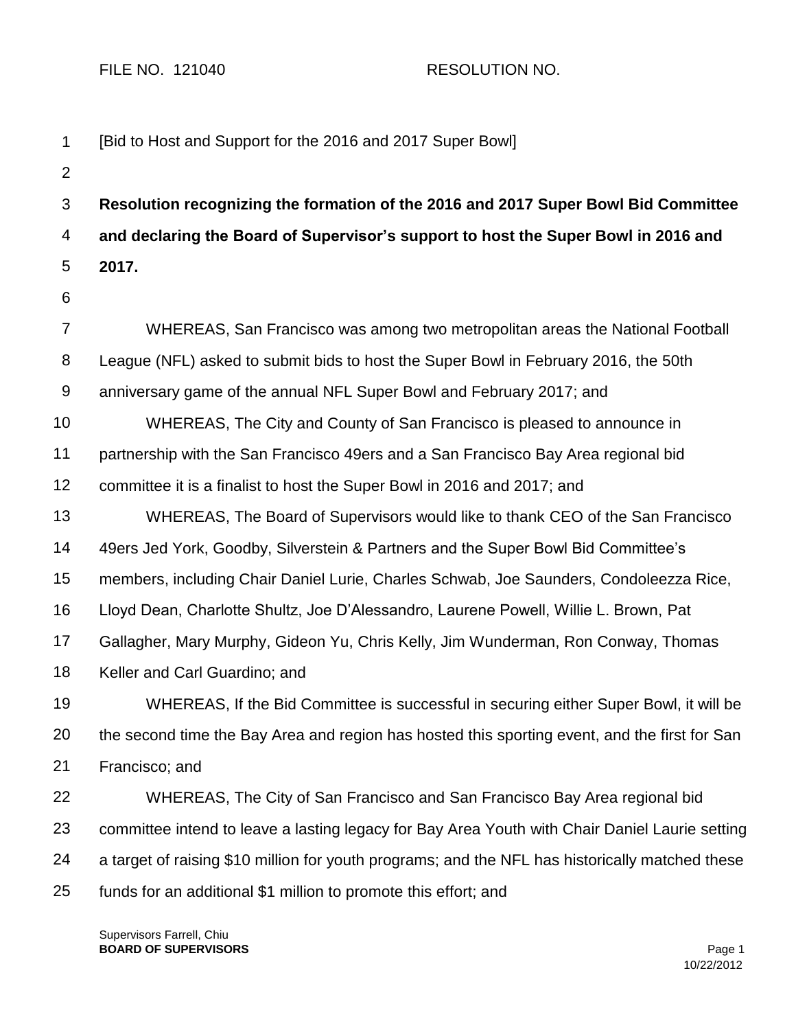FILE NO. 121040 RESOLUTION NO.

[Bid to Host and Support for the 2016 and 2017 Super Bowl]

**Resolution recognizing the formation of the 2016 and 2017 Super Bowl Bid Committee and declaring the Board of Supervisor's support to host the Super Bowl in 2016 and 2017.**

WHEREAS, San Francisco was among two metropolitan areas the National Football League (NFL) asked to submit bids to host the Super Bowl in February 2016, the 50th anniversary game of the annual NFL Super Bowl and February 2017; and

WHEREAS, The City and County of San Francisco is pleased to announce in partnership with the San Francisco 49ers and a San Francisco Bay Area regional bid committee it is a finalist to host the Super Bowl in 2016 and 2017; and

WHEREAS, The Board of Supervisors would like to thank CEO of the San Francisco 49ers Jed York, Goodby, Silverstein & Partners and the Super Bowl Bid Committee's members, including Chair Daniel Lurie, Charles Schwab, Joe Saunders, Condoleezza Rice, Lloyd Dean, Charlotte Shultz, Joe D'Alessandro, Laurene Powell, Willie L. Brown, Pat Gallagher, Mary Murphy, Gideon Yu, Chris Kelly, Jim Wunderman, Ron Conway, Thomas Keller and Carl Guardino; and

WHEREAS, If the Bid Committee is successful in securing either Super Bowl, it will be the second time the Bay Area and region has hosted this sporting event, and the first for San Francisco; and

WHEREAS, The City of San Francisco and San Francisco Bay Area regional bid committee intend to leave a lasting legacy for Bay Area Youth with Chair Daniel Laurie setting a target of raising $10 million for youth programs; and the NFL has historically matched these funds for an additional $1 million to promote this effort; and

Supervisors Farrell, Chiu
**BOARD OF SUPERVISORS**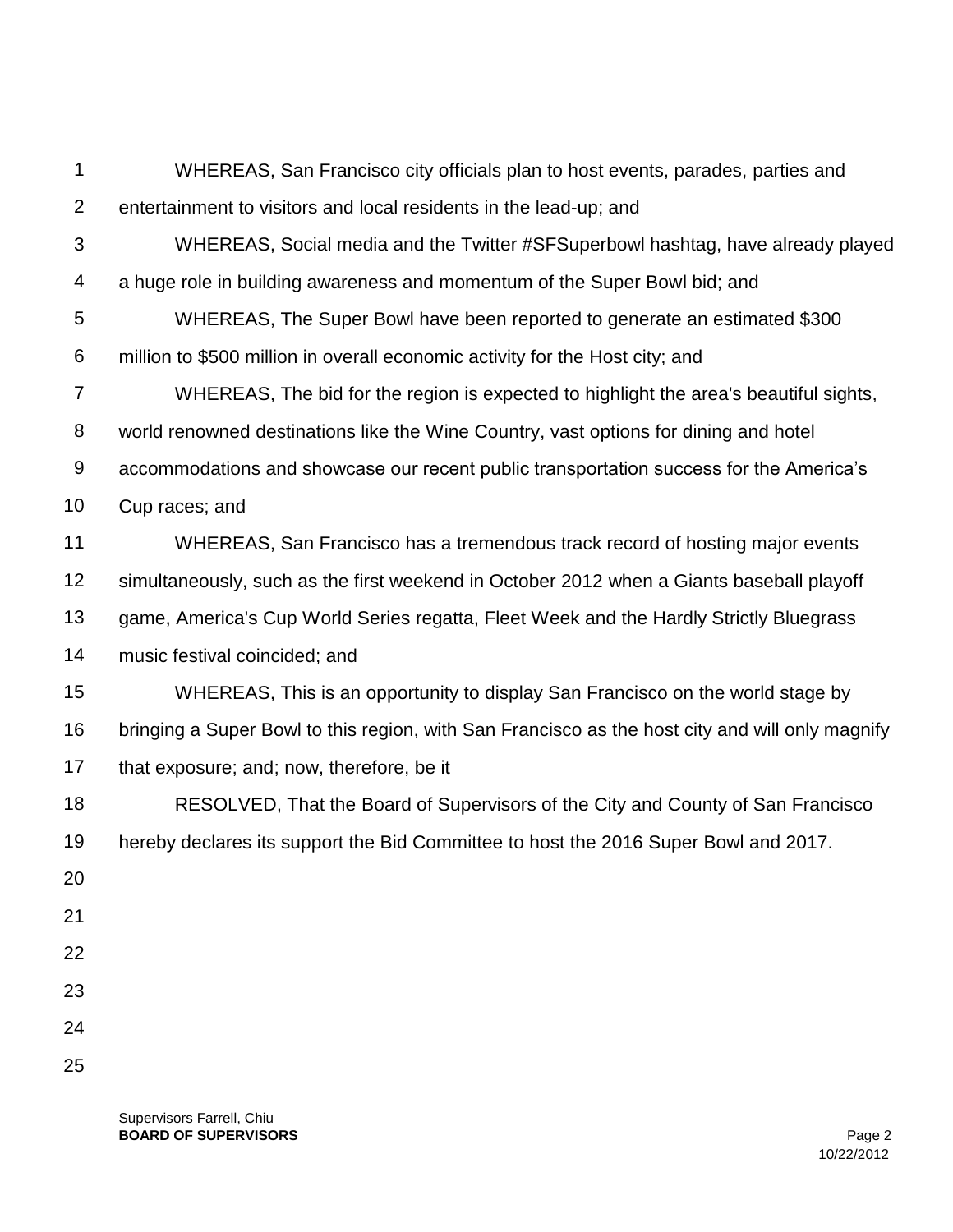WHEREAS, San Francisco city officials plan to host events, parades, parties and entertainment to visitors and local residents in the lead-up; and

WHEREAS, Social media and the Twitter #SFSuperbowl hashtag, have already played a huge role in building awareness and momentum of the Super Bowl bid; and

WHEREAS, The Super Bowl have been reported to generate an estimated $300 million to $500 million in overall economic activity for the Host city; and

WHEREAS, The bid for the region is expected to highlight the area's beautiful sights, world renowned destinations like the Wine Country, vast options for dining and hotel accommodations and showcase our recent public transportation success for the America's Cup races; and

WHEREAS, San Francisco has a tremendous track record of hosting major events simultaneously, such as the first weekend in October 2012 when a Giants baseball playoff game, America's Cup World Series regatta, Fleet Week and the Hardly Strictly Bluegrass music festival coincided; and

WHEREAS, This is an opportunity to display San Francisco on the world stage by bringing a Super Bowl to this region, with San Francisco as the host city and will only magnify that exposure; and; now, therefore, be it

RESOLVED, That the Board of Supervisors of the City and County of San Francisco hereby declares its support the Bid Committee to host the 2016 Super Bowl and 2017.